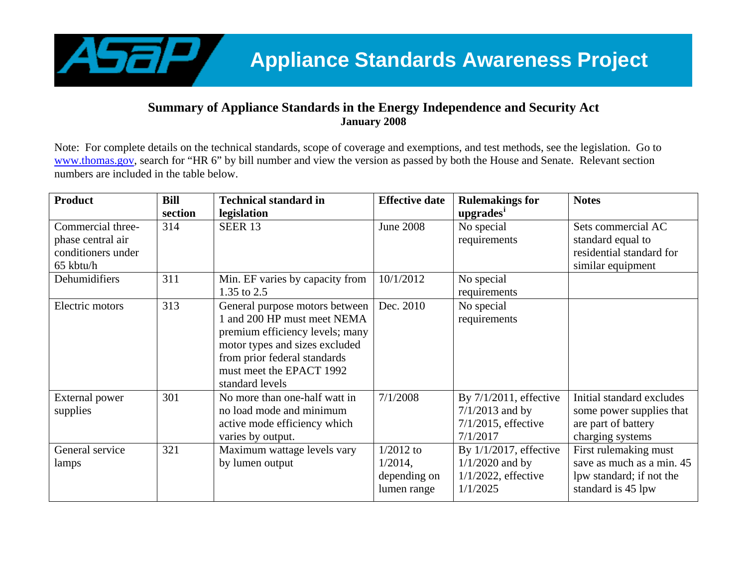# Appliance Standards Awareness Project

## Summary of Appliance Standards in the Energy Independence and Security Act

**January 2008**

Note: For complete details on the technical standards, scope of coverage and exemptions, and test methods, see the legislation. Go to www.thomas.gov, search for "HR 6" by bill number and view the version as passed by both the House and Senate. Relevant section numbers are included in the table below.

| Product | Bill section | Technical standard in legislation | Effective date | Rulemakings for upgrades[i] | Notes |
|---|---|---|---|---|---|
| Commercial three-phase central air conditioners under 65 kbtu/h | 314 | SEER 13 | June 2008 | No special requirements | Sets commercial AC standard equal to residential standard for similar equipment |
| Dehumidifiers | 311 | Min. EF varies by capacity from 1.35 to 2.5 | 10/1/2012 | No special requirements | |
| Electric motors | 313 | General purpose motors between 1 and 200 HP must meet NEMA premium efficiency levels; many motor types and sizes excluded from prior federal standards must meet the EPACT 1992 standard levels | Dec. 2010 | No special requirements | |
| External power supplies | 301 | No more than one-half watt in no load mode and minimum active mode efficiency which varies by output. | 7/1/2008 | By 7/1/2011, effective 7/1/2013 and by 7/1/2015, effective 7/1/2017 | Initial standard excludes some power supplies that are part of battery charging systems |
| General service lamps | 321 | Maximum wattage levels vary by lumen output | 1/2012 to 1/2014, depending on lumen range | By 1/1/2017, effective 1/1/2020 and by 1/1/2022, effective 1/1/2025 | First rulemaking must save as much as a min. 45 lpw standard; if not the standard is 45 lpw |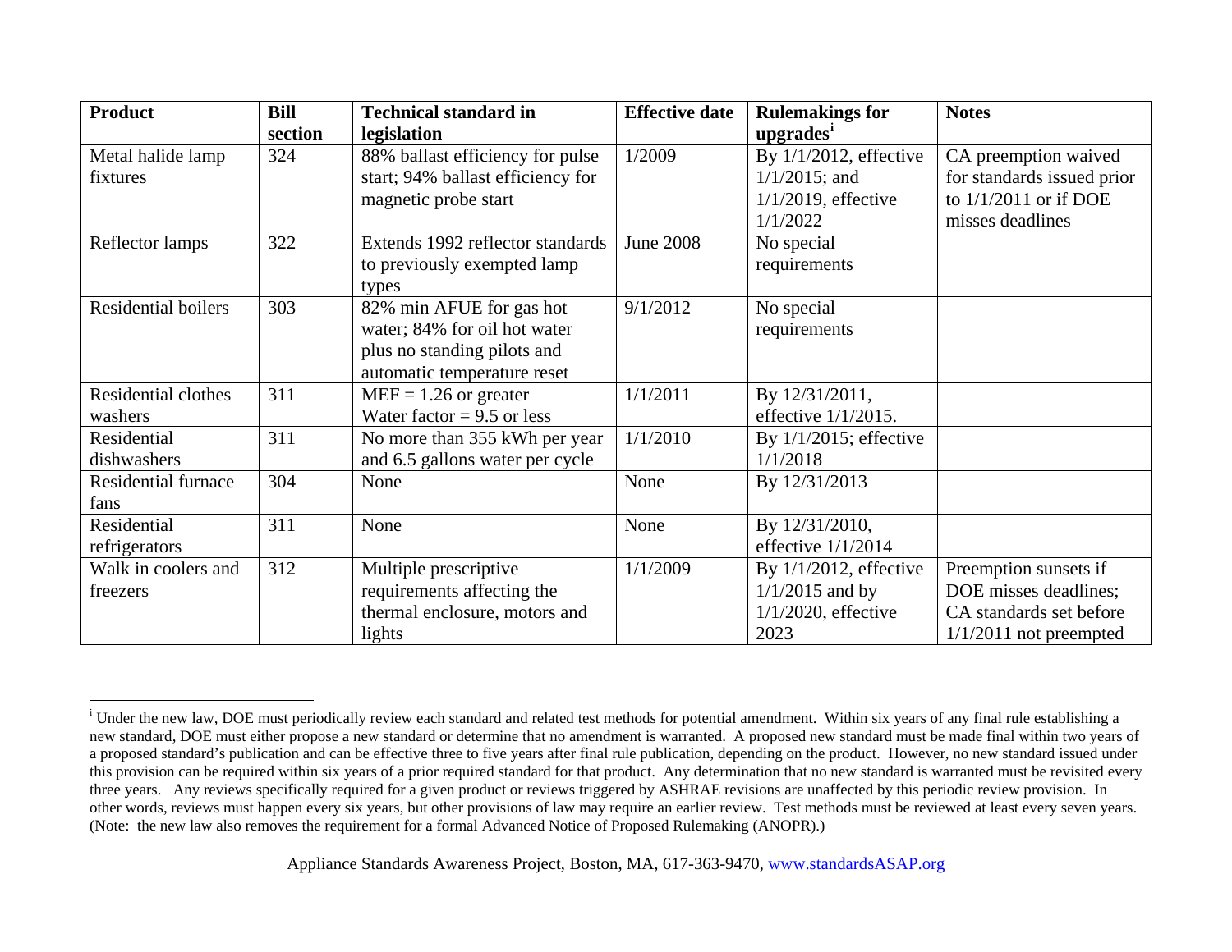| Product | Bill section | Technical standard in legislation | Effective date | Rulemakings for upgrades[i] | Notes |
|---|---|---|---|---|---|
| Metal halide lamp fixtures | 324 | 88% ballast efficiency for pulse start; 94% ballast efficiency for magnetic probe start | 1/2009 | By 1/1/2012, effective 1/1/2015; and 1/1/2019, effective 1/1/2022 | CA preemption waived for standards issued prior to 1/1/2011 or if DOE misses deadlines |
| Reflector lamps | 322 | Extends 1992 reflector standards to previously exempted lamp types | June 2008 | No special requirements | |
| Residential boilers | 303 | 82% min AFUE for gas hot water; 84% for oil hot water plus no standing pilots and automatic temperature reset | 9/1/2012 | No special requirements | |
| Residential clothes washers | 311 | MEF = 1.26 or greater<br>Water factor = 9.5 or less | 1/1/2011 | By 12/31/2011, effective 1/1/2015. | |
| Residential dishwashers | 311 | No more than 355 kWh per year and 6.5 gallons water per cycle | 1/1/2010 | By 1/1/2015; effective 1/1/2018 | |
| Residential furnace fans | 304 | None | None | By 12/31/2013 | |
| Residential refrigerators | 311 | None | None | By 12/31/2010, effective 1/1/2014 | |
| Walk in coolers and freezers | 312 | Multiple prescriptive requirements affecting the thermal enclosure, motors and lights | 1/1/2009 | By 1/1/2012, effective 1/1/2015 and by 1/1/2020, effective 2023 | Preemption sunsets if DOE misses deadlines; CA standards set before 1/1/2011 not preempted |

[i] Under the new law, DOE must periodically review each standard and related test methods for potential amendment. Within six years of any final rule establishing a new standard, DOE must either propose a new standard or determine that no amendment is warranted. A proposed new standard must be made final within two years of a proposed standard's publication and can be effective three to five years after final rule publication, depending on the product. However, no new standard issued under this provision can be required within six years of a prior required standard for that product. Any determination that no new standard is warranted must be revisited every three years. Any reviews specifically required for a given product or reviews triggered by ASHRAE revisions are unaffected by this periodic review provision. In other words, reviews must happen every six years, but other provisions of law may require an earlier review. Test methods must be reviewed at least every seven years. (Note: the new law also removes the requirement for a formal Advanced Notice of Proposed Rulemaking (ANOPR).)

Appliance Standards Awareness Project, Boston, MA, 617-363-9470, www.standardsASAP.org